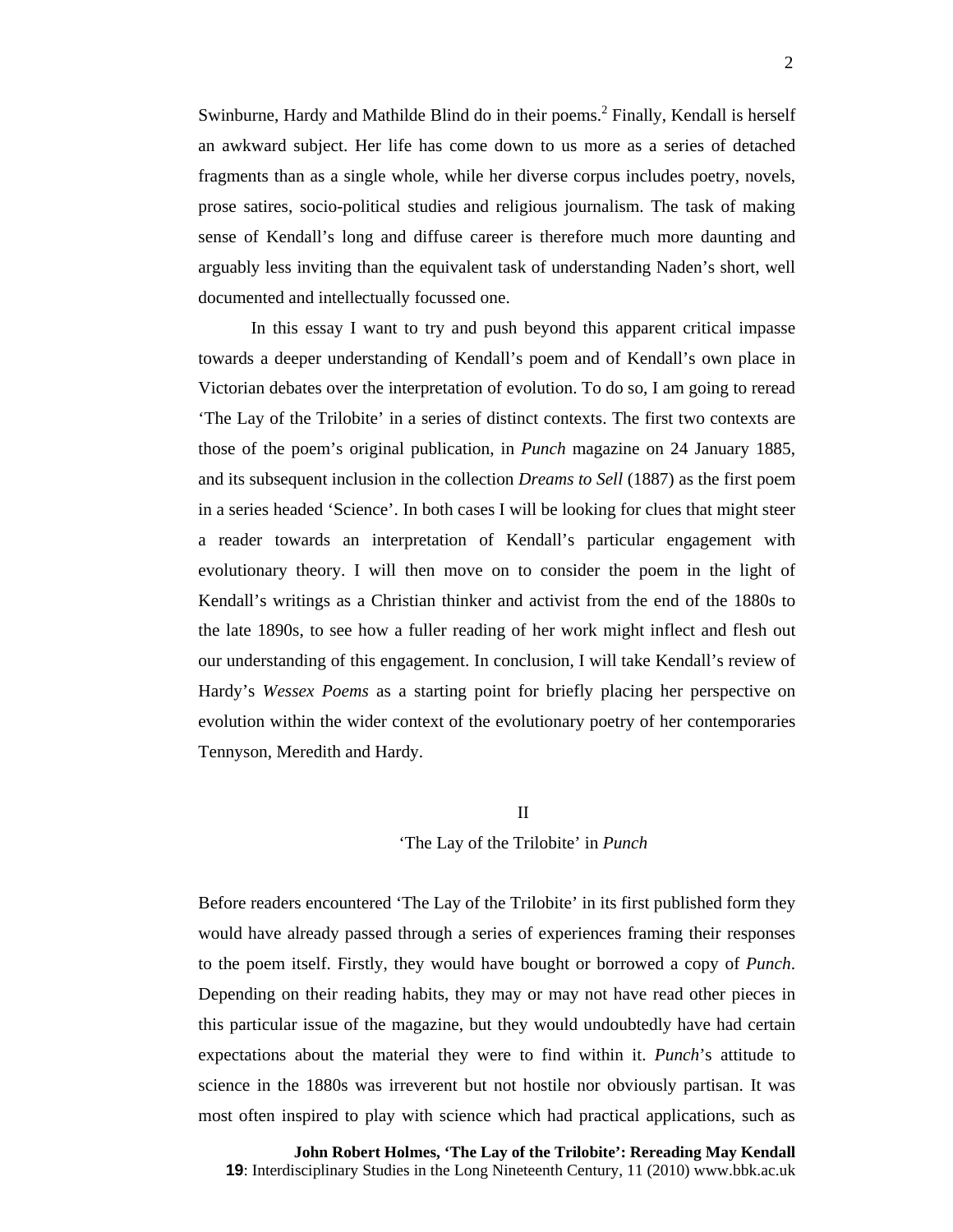Swinburne, Hardy and Mathilde Blind do in their poems.[2] Finally, Kendall is herself an awkward subject. Her life has come down to us more as a series of detached fragments than as a single whole, while her diverse corpus includes poetry, novels, prose satires, socio-political studies and religious journalism. The task of making sense of Kendall's long and diffuse career is therefore much more daunting and arguably less inviting than the equivalent task of understanding Naden's short, well documented and intellectually focussed one.

In this essay I want to try and push beyond this apparent critical impasse towards a deeper understanding of Kendall's poem and of Kendall's own place in Victorian debates over the interpretation of evolution. To do so, I am going to reread 'The Lay of the Trilobite' in a series of distinct contexts. The first two contexts are those of the poem's original publication, in *Punch* magazine on 24 January 1885, and its subsequent inclusion in the collection *Dreams to Sell* (1887) as the first poem in a series headed 'Science'. In both cases I will be looking for clues that might steer a reader towards an interpretation of Kendall's particular engagement with evolutionary theory. I will then move on to consider the poem in the light of Kendall's writings as a Christian thinker and activist from the end of the 1880s to the late 1890s, to see how a fuller reading of her work might inflect and flesh out our understanding of this engagement. In conclusion, I will take Kendall's review of Hardy's *Wessex Poems* as a starting point for briefly placing her perspective on evolution within the wider context of the evolutionary poetry of her contemporaries Tennyson, Meredith and Hardy.

## II

### 'The Lay of the Trilobite' in *Punch*

Before readers encountered 'The Lay of the Trilobite' in its first published form they would have already passed through a series of experiences framing their responses to the poem itself. Firstly, they would have bought or borrowed a copy of *Punch*. Depending on their reading habits, they may or may not have read other pieces in this particular issue of the magazine, but they would undoubtedly have had certain expectations about the material they were to find within it. *Punch*'s attitude to science in the 1880s was irreverent but not hostile nor obviously partisan. It was most often inspired to play with science which had practical applications, such as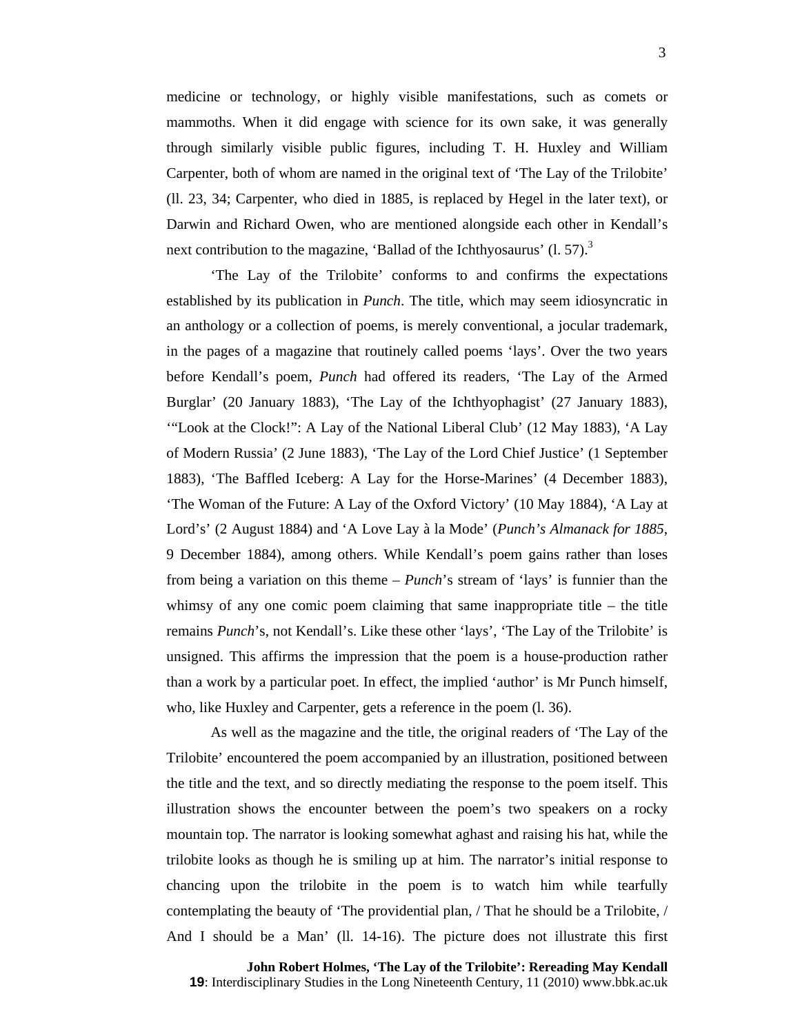medicine or technology, or highly visible manifestations, such as comets or mammoths. When it did engage with science for its own sake, it was generally through similarly visible public figures, including T. H. Huxley and William Carpenter, both of whom are named in the original text of 'The Lay of the Trilobite' (ll. 23, 34; Carpenter, who died in 1885, is replaced by Hegel in the later text), or Darwin and Richard Owen, who are mentioned alongside each other in Kendall's next contribution to the magazine, 'Ballad of the Ichthyosaurus' (l. 57).[3]

'The Lay of the Trilobite' conforms to and confirms the expectations established by its publication in *Punch*. The title, which may seem idiosyncratic in an anthology or a collection of poems, is merely conventional, a jocular trademark, in the pages of a magazine that routinely called poems 'lays'. Over the two years before Kendall's poem, *Punch* had offered its readers, 'The Lay of the Armed Burglar' (20 January 1883), 'The Lay of the Ichthyophagist' (27 January 1883), '"Look at the Clock!": A Lay of the National Liberal Club' (12 May 1883), 'A Lay of Modern Russia' (2 June 1883), 'The Lay of the Lord Chief Justice' (1 September 1883), 'The Baffled Iceberg: A Lay for the Horse-Marines' (4 December 1883), 'The Woman of the Future: A Lay of the Oxford Victory' (10 May 1884), 'A Lay at Lord's' (2 August 1884) and 'A Love Lay à la Mode' (*Punch's Almanack for 1885*, 9 December 1884), among others. While Kendall's poem gains rather than loses from being a variation on this theme – *Punch*'s stream of 'lays' is funnier than the whimsy of any one comic poem claiming that same inappropriate title – the title remains *Punch*'s, not Kendall's. Like these other 'lays', 'The Lay of the Trilobite' is unsigned. This affirms the impression that the poem is a house-production rather than a work by a particular poet. In effect, the implied 'author' is Mr Punch himself, who, like Huxley and Carpenter, gets a reference in the poem (l. 36).

As well as the magazine and the title, the original readers of 'The Lay of the Trilobite' encountered the poem accompanied by an illustration, positioned between the title and the text, and so directly mediating the response to the poem itself. This illustration shows the encounter between the poem's two speakers on a rocky mountain top. The narrator is looking somewhat aghast and raising his hat, while the trilobite looks as though he is smiling up at him. The narrator's initial response to chancing upon the trilobite in the poem is to watch him while tearfully contemplating the beauty of 'The providential plan, / That he should be a Trilobite, / And I should be a Man' (ll. 14-16). The picture does not illustrate this first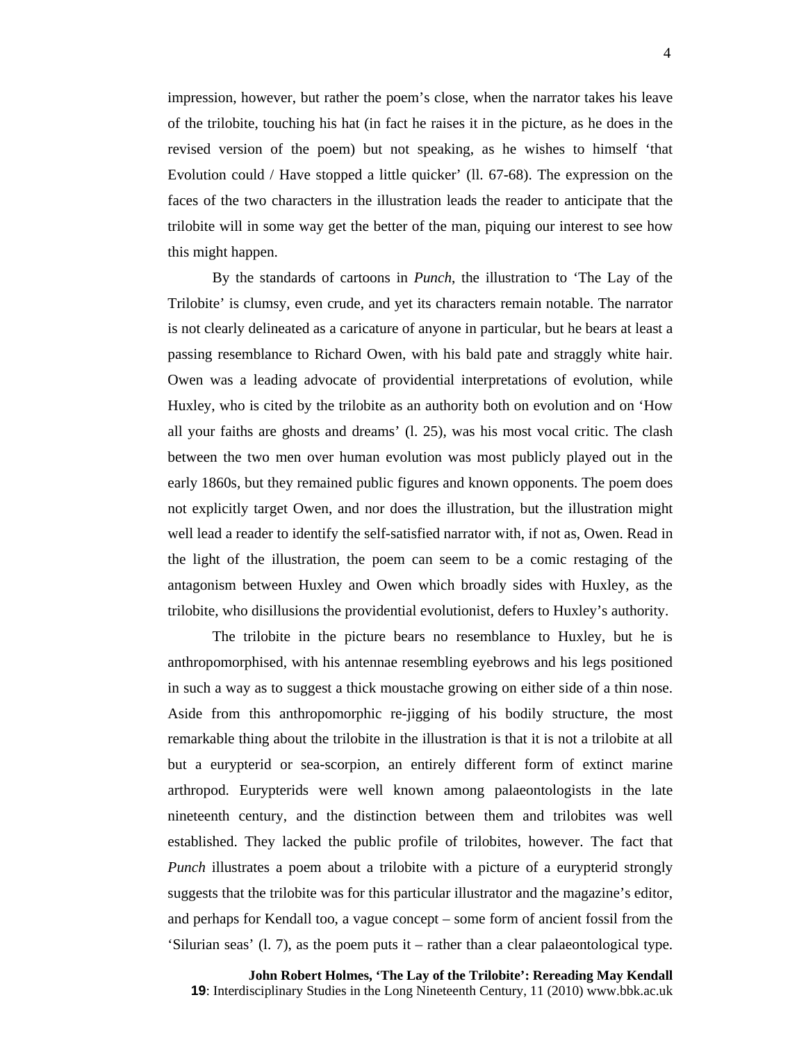impression, however, but rather the poem's close, when the narrator takes his leave of the trilobite, touching his hat (in fact he raises it in the picture, as he does in the revised version of the poem) but not speaking, as he wishes to himself 'that Evolution could / Have stopped a little quicker' (ll. 67-68). The expression on the faces of the two characters in the illustration leads the reader to anticipate that the trilobite will in some way get the better of the man, piquing our interest to see how this might happen.

By the standards of cartoons in *Punch*, the illustration to 'The Lay of the Trilobite' is clumsy, even crude, and yet its characters remain notable. The narrator is not clearly delineated as a caricature of anyone in particular, but he bears at least a passing resemblance to Richard Owen, with his bald pate and straggly white hair. Owen was a leading advocate of providential interpretations of evolution, while Huxley, who is cited by the trilobite as an authority both on evolution and on 'How all your faiths are ghosts and dreams' (l. 25), was his most vocal critic. The clash between the two men over human evolution was most publicly played out in the early 1860s, but they remained public figures and known opponents. The poem does not explicitly target Owen, and nor does the illustration, but the illustration might well lead a reader to identify the self-satisfied narrator with, if not as, Owen. Read in the light of the illustration, the poem can seem to be a comic restaging of the antagonism between Huxley and Owen which broadly sides with Huxley, as the trilobite, who disillusions the providential evolutionist, defers to Huxley's authority.

The trilobite in the picture bears no resemblance to Huxley, but he is anthropomorphised, with his antennae resembling eyebrows and his legs positioned in such a way as to suggest a thick moustache growing on either side of a thin nose. Aside from this anthropomorphic re-jigging of his bodily structure, the most remarkable thing about the trilobite in the illustration is that it is not a trilobite at all but a eurypterid or sea-scorpion, an entirely different form of extinct marine arthropod. Eurypterids were well known among palaeontologists in the late nineteenth century, and the distinction between them and trilobites was well established. They lacked the public profile of trilobites, however. The fact that *Punch* illustrates a poem about a trilobite with a picture of a eurypterid strongly suggests that the trilobite was for this particular illustrator and the magazine's editor, and perhaps for Kendall too, a vague concept – some form of ancient fossil from the 'Silurian seas' (l. 7), as the poem puts it – rather than a clear palaeontological type.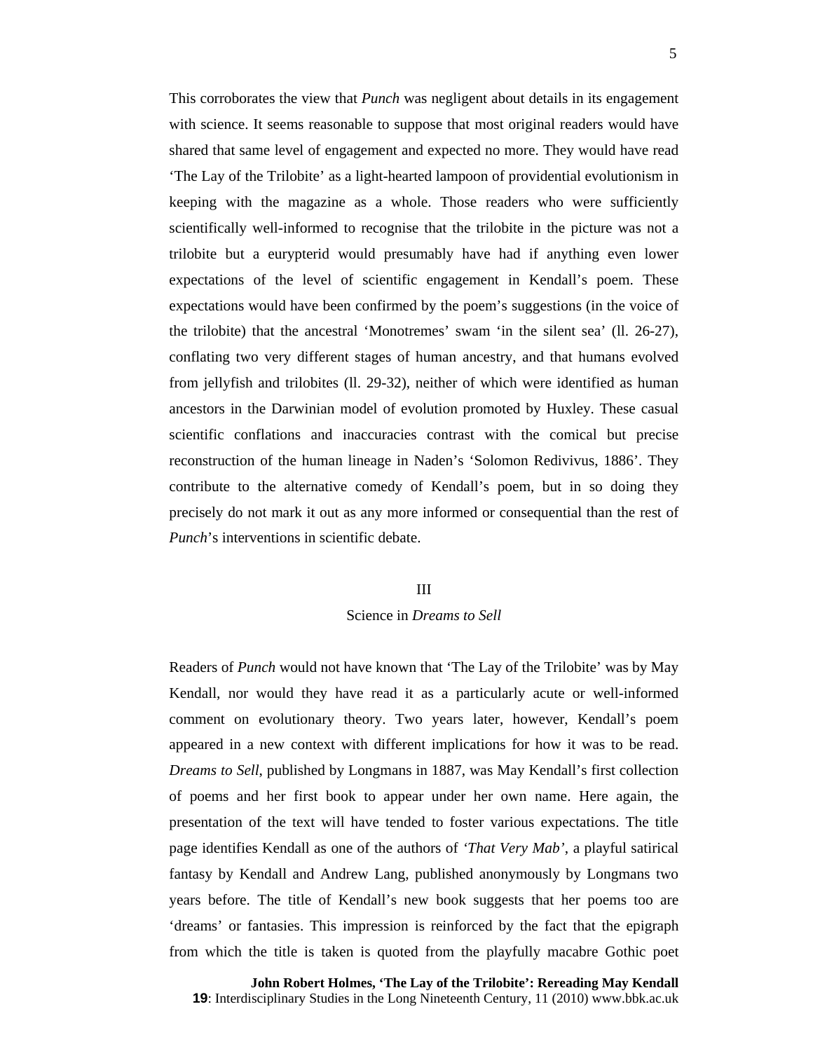This corroborates the view that *Punch* was negligent about details in its engagement with science. It seems reasonable to suppose that most original readers would have shared that same level of engagement and expected no more. They would have read 'The Lay of the Trilobite' as a light-hearted lampoon of providential evolutionism in keeping with the magazine as a whole. Those readers who were sufficiently scientifically well-informed to recognise that the trilobite in the picture was not a trilobite but a eurypterid would presumably have had if anything even lower expectations of the level of scientific engagement in Kendall's poem. These expectations would have been confirmed by the poem's suggestions (in the voice of the trilobite) that the ancestral 'Monotremes' swam 'in the silent sea' (ll. 26-27), conflating two very different stages of human ancestry, and that humans evolved from jellyfish and trilobites (ll. 29-32), neither of which were identified as human ancestors in the Darwinian model of evolution promoted by Huxley. These casual scientific conflations and inaccuracies contrast with the comical but precise reconstruction of the human lineage in Naden's 'Solomon Redivivus, 1886'. They contribute to the alternative comedy of Kendall's poem, but in so doing they precisely do not mark it out as any more informed or consequential than the rest of *Punch*'s interventions in scientific debate.

## III

## Science in *Dreams to Sell*

Readers of *Punch* would not have known that 'The Lay of the Trilobite' was by May Kendall, nor would they have read it as a particularly acute or well-informed comment on evolutionary theory. Two years later, however, Kendall's poem appeared in a new context with different implications for how it was to be read. *Dreams to Sell*, published by Longmans in 1887, was May Kendall's first collection of poems and her first book to appear under her own name. Here again, the presentation of the text will have tended to foster various expectations. The title page identifies Kendall as one of the authors of *'That Very Mab'*, a playful satirical fantasy by Kendall and Andrew Lang, published anonymously by Longmans two years before. The title of Kendall's new book suggests that her poems too are 'dreams' or fantasies. This impression is reinforced by the fact that the epigraph from which the title is taken is quoted from the playfully macabre Gothic poet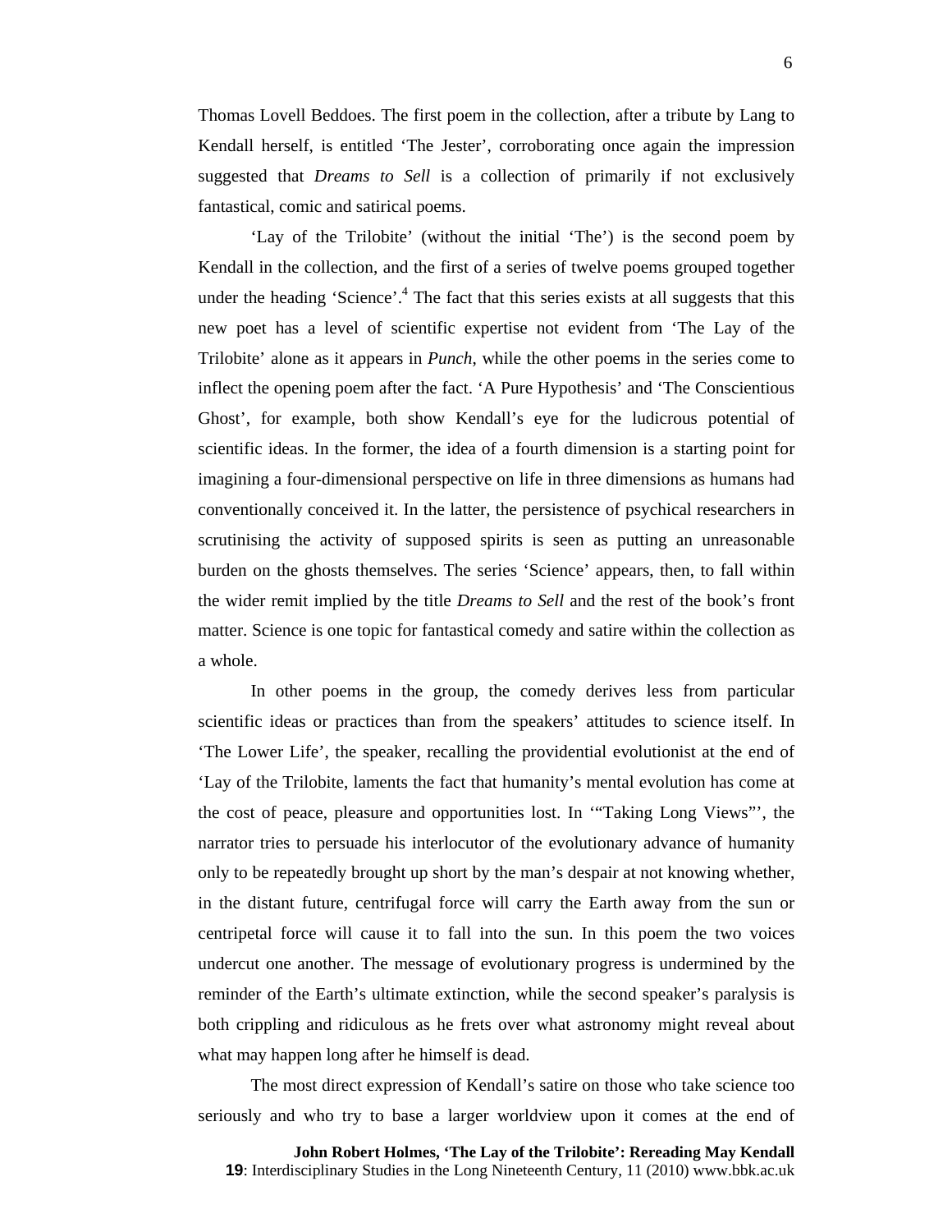Thomas Lovell Beddoes. The first poem in the collection, after a tribute by Lang to Kendall herself, is entitled 'The Jester', corroborating once again the impression suggested that *Dreams to Sell* is a collection of primarily if not exclusively fantastical, comic and satirical poems.

'Lay of the Trilobite' (without the initial 'The') is the second poem by Kendall in the collection, and the first of a series of twelve poems grouped together under the heading 'Science'.[4] The fact that this series exists at all suggests that this new poet has a level of scientific expertise not evident from 'The Lay of the Trilobite' alone as it appears in *Punch*, while the other poems in the series come to inflect the opening poem after the fact. 'A Pure Hypothesis' and 'The Conscientious Ghost', for example, both show Kendall's eye for the ludicrous potential of scientific ideas. In the former, the idea of a fourth dimension is a starting point for imagining a four-dimensional perspective on life in three dimensions as humans had conventionally conceived it. In the latter, the persistence of psychical researchers in scrutinising the activity of supposed spirits is seen as putting an unreasonable burden on the ghosts themselves. The series 'Science' appears, then, to fall within the wider remit implied by the title *Dreams to Sell* and the rest of the book's front matter. Science is one topic for fantastical comedy and satire within the collection as a whole.

In other poems in the group, the comedy derives less from particular scientific ideas or practices than from the speakers' attitudes to science itself. In 'The Lower Life', the speaker, recalling the providential evolutionist at the end of 'Lay of the Trilobite, laments the fact that humanity's mental evolution has come at the cost of peace, pleasure and opportunities lost. In '"Taking Long Views"', the narrator tries to persuade his interlocutor of the evolutionary advance of humanity only to be repeatedly brought up short by the man's despair at not knowing whether, in the distant future, centrifugal force will carry the Earth away from the sun or centripetal force will cause it to fall into the sun. In this poem the two voices undercut one another. The message of evolutionary progress is undermined by the reminder of the Earth's ultimate extinction, while the second speaker's paralysis is both crippling and ridiculous as he frets over what astronomy might reveal about what may happen long after he himself is dead.

The most direct expression of Kendall's satire on those who take science too seriously and who try to base a larger worldview upon it comes at the end of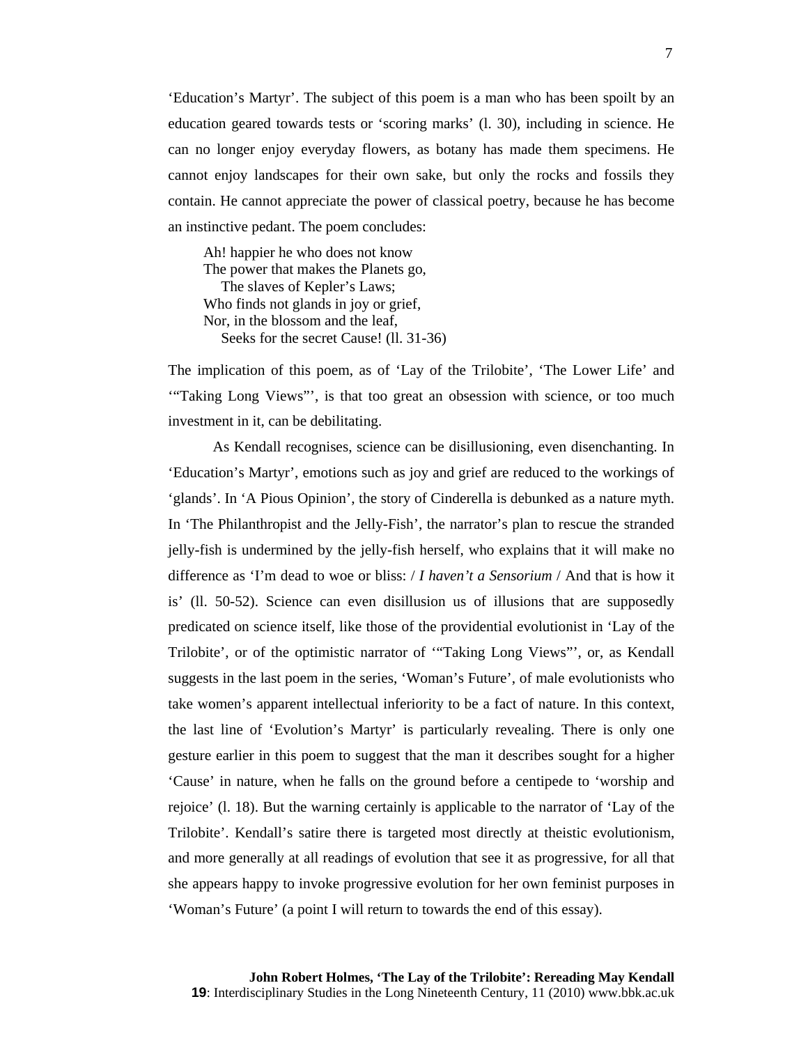'Education's Martyr'. The subject of this poem is a man who has been spoilt by an education geared towards tests or 'scoring marks' (l. 30), including in science. He can no longer enjoy everyday flowers, as botany has made them specimens. He cannot enjoy landscapes for their own sake, but only the rocks and fossils they contain. He cannot appreciate the power of classical poetry, because he has become an instinctive pedant. The poem concludes:

> Ah! happier he who does not know  
> The power that makes the Planets go,  
>   The slaves of Kepler's Laws;  
> Who finds not glands in joy or grief,  
> Nor, in the blossom and the leaf,  
>   Seeks for the secret Cause! (ll. 31-36)

The implication of this poem, as of 'Lay of the Trilobite', 'The Lower Life' and '"Taking Long Views"', is that too great an obsession with science, or too much investment in it, can be debilitating.

As Kendall recognises, science can be disillusioning, even disenchanting. In 'Education's Martyr', emotions such as joy and grief are reduced to the workings of 'glands'. In 'A Pious Opinion', the story of Cinderella is debunked as a nature myth. In 'The Philanthropist and the Jelly-Fish', the narrator's plan to rescue the stranded jelly-fish is undermined by the jelly-fish herself, who explains that it will make no difference as 'I'm dead to woe or bliss: / *I haven't a Sensorium* / And that is how it is' (ll. 50-52). Science can even disillusion us of illusions that are supposedly predicated on science itself, like those of the providential evolutionist in 'Lay of the Trilobite', or of the optimistic narrator of '"Taking Long Views"', or, as Kendall suggests in the last poem in the series, 'Woman's Future', of male evolutionists who take women's apparent intellectual inferiority to be a fact of nature. In this context, the last line of 'Evolution's Martyr' is particularly revealing. There is only one gesture earlier in this poem to suggest that the man it describes sought for a higher 'Cause' in nature, when he falls on the ground before a centipede to 'worship and rejoice' (l. 18). But the warning certainly is applicable to the narrator of 'Lay of the Trilobite'. Kendall's satire there is targeted most directly at theistic evolutionism, and more generally at all readings of evolution that see it as progressive, for all that she appears happy to invoke progressive evolution for her own feminist purposes in 'Woman's Future' (a point I will return to towards the end of this essay).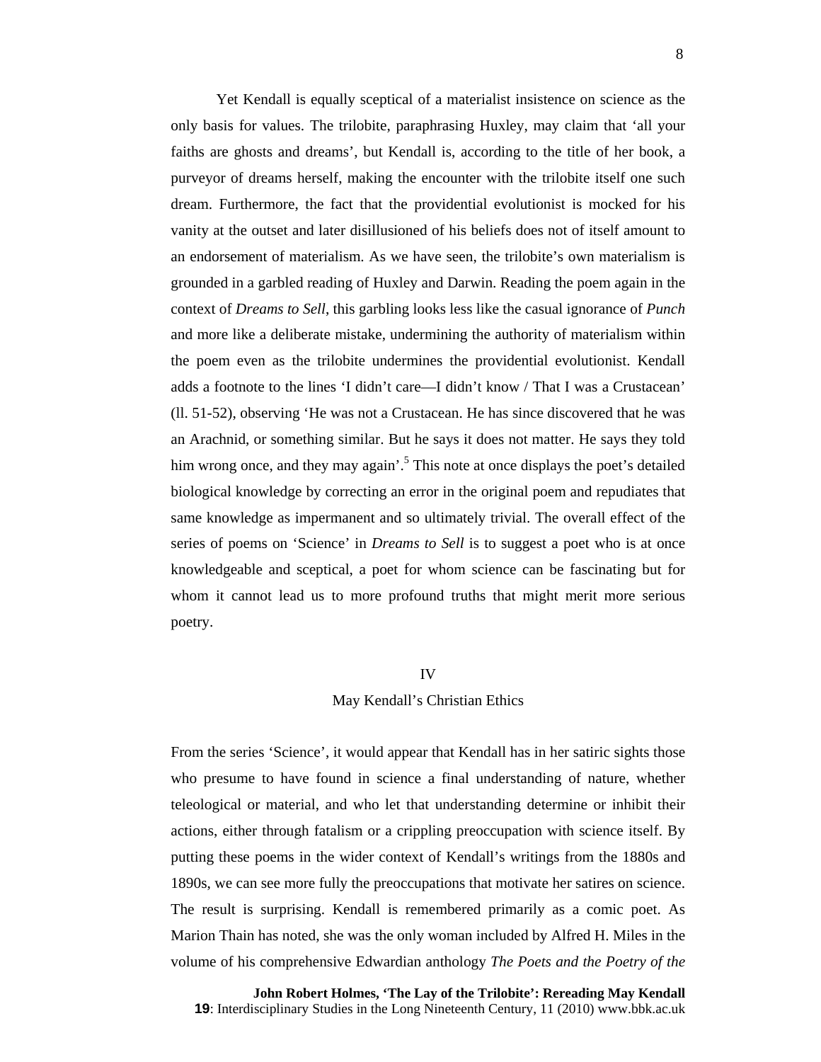Yet Kendall is equally sceptical of a materialist insistence on science as the only basis for values. The trilobite, paraphrasing Huxley, may claim that 'all your faiths are ghosts and dreams', but Kendall is, according to the title of her book, a purveyor of dreams herself, making the encounter with the trilobite itself one such dream. Furthermore, the fact that the providential evolutionist is mocked for his vanity at the outset and later disillusioned of his beliefs does not of itself amount to an endorsement of materialism. As we have seen, the trilobite's own materialism is grounded in a garbled reading of Huxley and Darwin. Reading the poem again in the context of *Dreams to Sell*, this garbling looks less like the casual ignorance of *Punch* and more like a deliberate mistake, undermining the authority of materialism within the poem even as the trilobite undermines the providential evolutionist. Kendall adds a footnote to the lines 'I didn't care—I didn't know / That I was a Crustacean' (ll. 51-52), observing 'He was not a Crustacean. He has since discovered that he was an Arachnid, or something similar. But he says it does not matter. He says they told him wrong once, and they may again'.[5] This note at once displays the poet's detailed biological knowledge by correcting an error in the original poem and repudiates that same knowledge as impermanent and so ultimately trivial. The overall effect of the series of poems on 'Science' in *Dreams to Sell* is to suggest a poet who is at once knowledgeable and sceptical, a poet for whom science can be fascinating but for whom it cannot lead us to more profound truths that might merit more serious poetry.

## IV

## May Kendall's Christian Ethics

From the series 'Science', it would appear that Kendall has in her satiric sights those who presume to have found in science a final understanding of nature, whether teleological or material, and who let that understanding determine or inhibit their actions, either through fatalism or a crippling preoccupation with science itself. By putting these poems in the wider context of Kendall's writings from the 1880s and 1890s, we can see more fully the preoccupations that motivate her satires on science. The result is surprising. Kendall is remembered primarily as a comic poet. As Marion Thain has noted, she was the only woman included by Alfred H. Miles in the volume of his comprehensive Edwardian anthology *The Poets and the Poetry of the*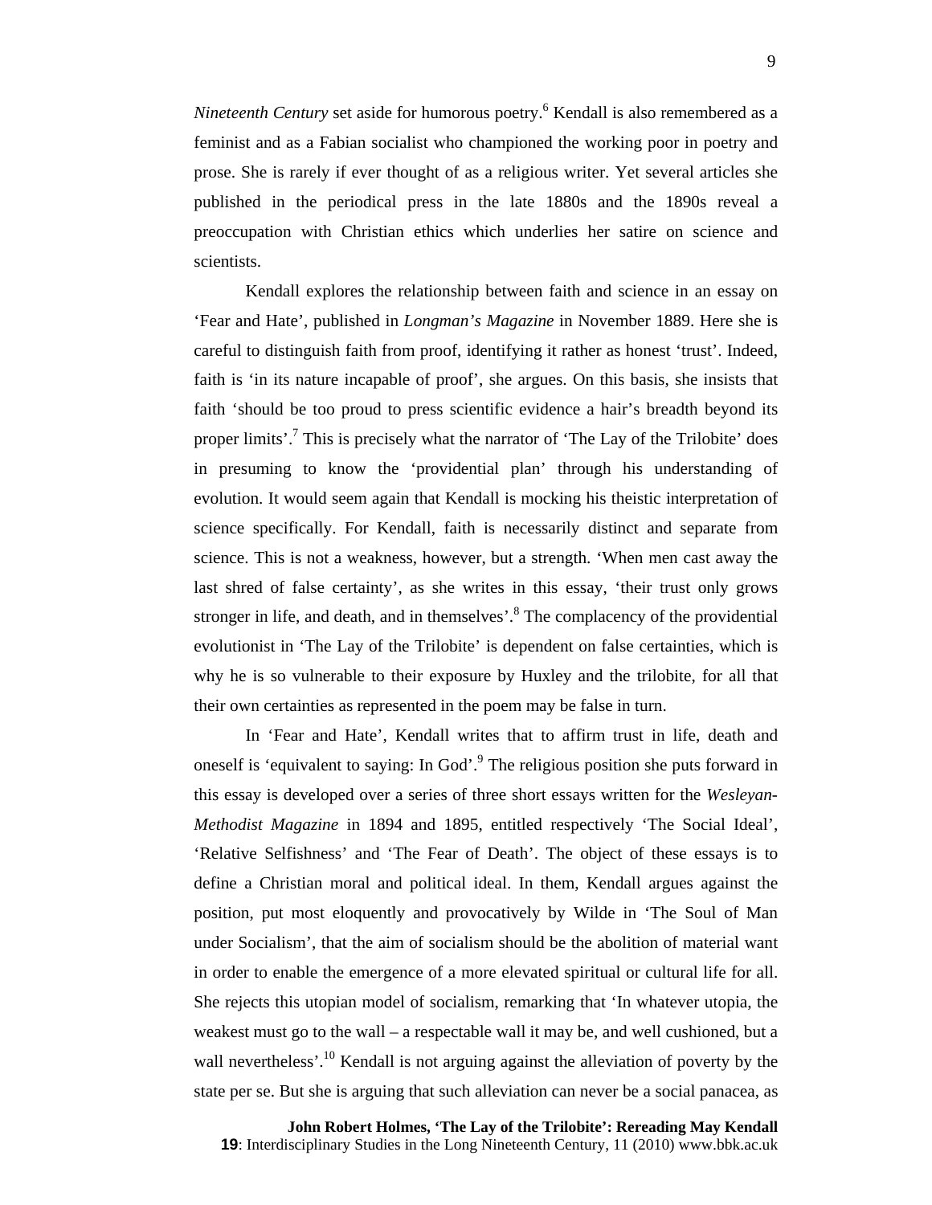*Nineteenth Century* set aside for humorous poetry.[6] Kendall is also remembered as a feminist and as a Fabian socialist who championed the working poor in poetry and prose. She is rarely if ever thought of as a religious writer. Yet several articles she published in the periodical press in the late 1880s and the 1890s reveal a preoccupation with Christian ethics which underlies her satire on science and scientists.

Kendall explores the relationship between faith and science in an essay on 'Fear and Hate', published in *Longman's Magazine* in November 1889. Here she is careful to distinguish faith from proof, identifying it rather as honest 'trust'. Indeed, faith is 'in its nature incapable of proof', she argues. On this basis, she insists that faith 'should be too proud to press scientific evidence a hair's breadth beyond its proper limits'.[7] This is precisely what the narrator of 'The Lay of the Trilobite' does in presuming to know the 'providential plan' through his understanding of evolution. It would seem again that Kendall is mocking his theistic interpretation of science specifically. For Kendall, faith is necessarily distinct and separate from science. This is not a weakness, however, but a strength. 'When men cast away the last shred of false certainty', as she writes in this essay, 'their trust only grows stronger in life, and death, and in themselves'.[8] The complacency of the providential evolutionist in 'The Lay of the Trilobite' is dependent on false certainties, which is why he is so vulnerable to their exposure by Huxley and the trilobite, for all that their own certainties as represented in the poem may be false in turn.

In 'Fear and Hate', Kendall writes that to affirm trust in life, death and oneself is 'equivalent to saying: In God'.[9] The religious position she puts forward in this essay is developed over a series of three short essays written for the *Wesleyan-Methodist Magazine* in 1894 and 1895, entitled respectively 'The Social Ideal', 'Relative Selfishness' and 'The Fear of Death'. The object of these essays is to define a Christian moral and political ideal. In them, Kendall argues against the position, put most eloquently and provocatively by Wilde in 'The Soul of Man under Socialism', that the aim of socialism should be the abolition of material want in order to enable the emergence of a more elevated spiritual or cultural life for all. She rejects this utopian model of socialism, remarking that 'In whatever utopia, the weakest must go to the wall – a respectable wall it may be, and well cushioned, but a wall nevertheless'.[10] Kendall is not arguing against the alleviation of poverty by the state per se. But she is arguing that such alleviation can never be a social panacea, as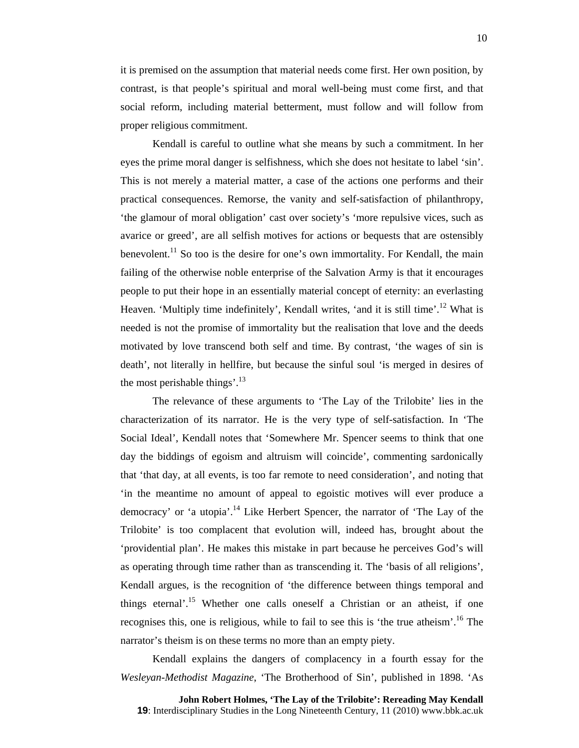it is premised on the assumption that material needs come first. Her own position, by contrast, is that people's spiritual and moral well-being must come first, and that social reform, including material betterment, must follow and will follow from proper religious commitment.

Kendall is careful to outline what she means by such a commitment. In her eyes the prime moral danger is selfishness, which she does not hesitate to label 'sin'. This is not merely a material matter, a case of the actions one performs and their practical consequences. Remorse, the vanity and self-satisfaction of philanthropy, 'the glamour of moral obligation' cast over society's 'more repulsive vices, such as avarice or greed', are all selfish motives for actions or bequests that are ostensibly benevolent.[11] So too is the desire for one's own immortality. For Kendall, the main failing of the otherwise noble enterprise of the Salvation Army is that it encourages people to put their hope in an essentially material concept of eternity: an everlasting Heaven. 'Multiply time indefinitely', Kendall writes, 'and it is still time'.[12] What is needed is not the promise of immortality but the realisation that love and the deeds motivated by love transcend both self and time. By contrast, 'the wages of sin is death', not literally in hellfire, but because the sinful soul 'is merged in desires of the most perishable things'.[13]

The relevance of these arguments to 'The Lay of the Trilobite' lies in the characterization of its narrator. He is the very type of self-satisfaction. In 'The Social Ideal', Kendall notes that 'Somewhere Mr. Spencer seems to think that one day the biddings of egoism and altruism will coincide', commenting sardonically that 'that day, at all events, is too far remote to need consideration', and noting that 'in the meantime no amount of appeal to egoistic motives will ever produce a democracy' or 'a utopia'.[14] Like Herbert Spencer, the narrator of 'The Lay of the Trilobite' is too complacent that evolution will, indeed has, brought about the 'providential plan'. He makes this mistake in part because he perceives God's will as operating through time rather than as transcending it. The 'basis of all religions', Kendall argues, is the recognition of 'the difference between things temporal and things eternal'.[15] Whether one calls oneself a Christian or an atheist, if one recognises this, one is religious, while to fail to see this is 'the true atheism'.[16] The narrator's theism is on these terms no more than an empty piety.

Kendall explains the dangers of complacency in a fourth essay for the *Wesleyan-Methodist Magazine*, 'The Brotherhood of Sin', published in 1898. 'As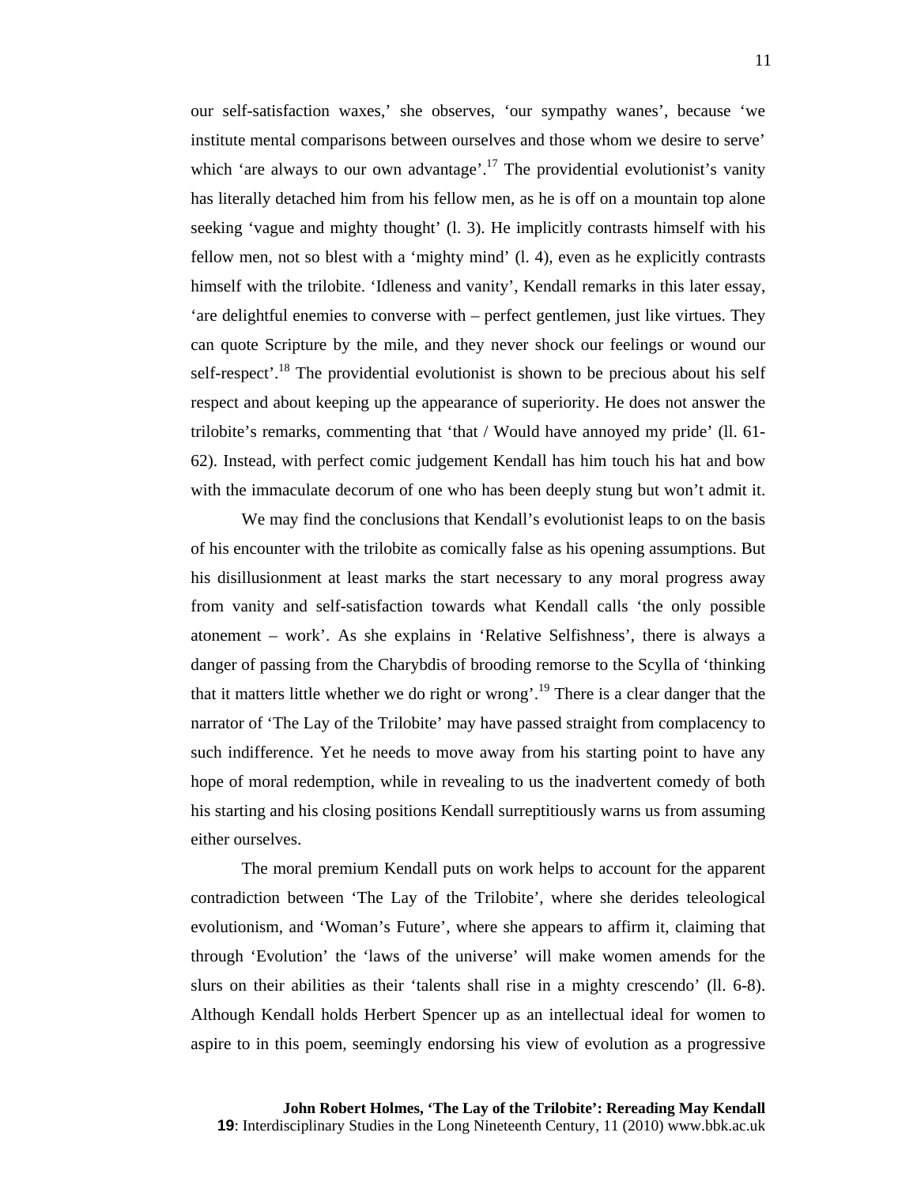our self-satisfaction waxes,' she observes, 'our sympathy wanes', because 'we institute mental comparisons between ourselves and those whom we desire to serve' which 'are always to our own advantage'.[17] The providential evolutionist's vanity has literally detached him from his fellow men, as he is off on a mountain top alone seeking 'vague and mighty thought' (l. 3). He implicitly contrasts himself with his fellow men, not so blest with a 'mighty mind' (l. 4), even as he explicitly contrasts himself with the trilobite. 'Idleness and vanity', Kendall remarks in this later essay, 'are delightful enemies to converse with – perfect gentlemen, just like virtues. They can quote Scripture by the mile, and they never shock our feelings or wound our self-respect'.[18] The providential evolutionist is shown to be precious about his self respect and about keeping up the appearance of superiority. He does not answer the trilobite's remarks, commenting that 'that / Would have annoyed my pride' (ll. 61-62). Instead, with perfect comic judgement Kendall has him touch his hat and bow with the immaculate decorum of one who has been deeply stung but won't admit it.

We may find the conclusions that Kendall's evolutionist leaps to on the basis of his encounter with the trilobite as comically false as his opening assumptions. But his disillusionment at least marks the start necessary to any moral progress away from vanity and self-satisfaction towards what Kendall calls 'the only possible atonement – work'. As she explains in 'Relative Selfishness', there is always a danger of passing from the Charybdis of brooding remorse to the Scylla of 'thinking that it matters little whether we do right or wrong'.[19] There is a clear danger that the narrator of 'The Lay of the Trilobite' may have passed straight from complacency to such indifference. Yet he needs to move away from his starting point to have any hope of moral redemption, while in revealing to us the inadvertent comedy of both his starting and his closing positions Kendall surreptitiously warns us from assuming either ourselves.

The moral premium Kendall puts on work helps to account for the apparent contradiction between 'The Lay of the Trilobite', where she derides teleological evolutionism, and 'Woman's Future', where she appears to affirm it, claiming that through 'Evolution' the 'laws of the universe' will make women amends for the slurs on their abilities as their 'talents shall rise in a mighty crescendo' (ll. 6-8). Although Kendall holds Herbert Spencer up as an intellectual ideal for women to aspire to in this poem, seemingly endorsing his view of evolution as a progressive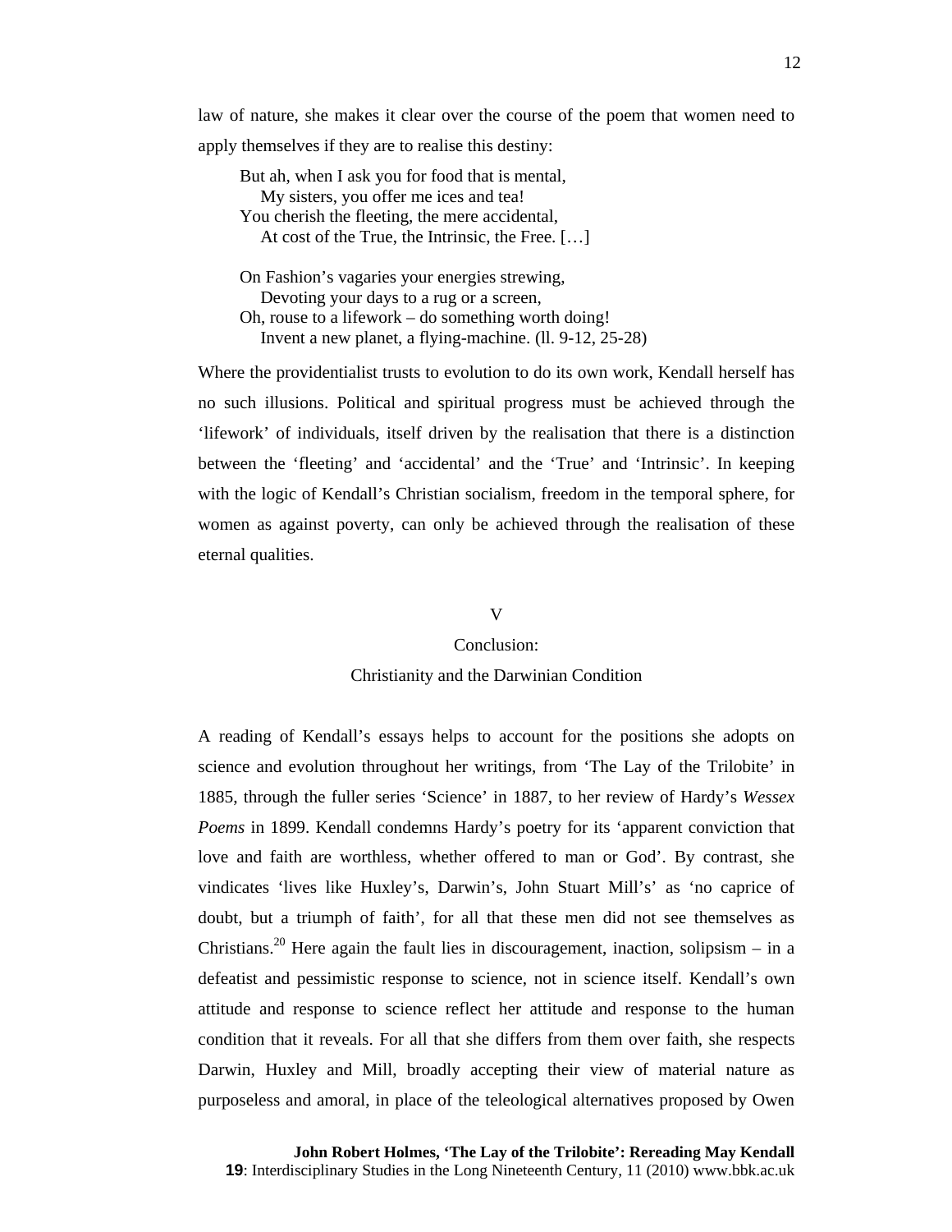law of nature, she makes it clear over the course of the poem that women need to apply themselves if they are to realise this destiny:

> But ah, when I ask you for food that is mental,
> My sisters, you offer me ices and tea!
> You cherish the fleeting, the mere accidental,
> At cost of the True, the Intrinsic, the Free. […]
>
> On Fashion's vagaries your energies strewing,
> Devoting your days to a rug or a screen,
> Oh, rouse to a lifework – do something worth doing!
> Invent a new planet, a flying-machine. (ll. 9-12, 25-28)

Where the providentialist trusts to evolution to do its own work, Kendall herself has no such illusions. Political and spiritual progress must be achieved through the 'lifework' of individuals, itself driven by the realisation that there is a distinction between the 'fleeting' and 'accidental' and the 'True' and 'Intrinsic'. In keeping with the logic of Kendall's Christian socialism, freedom in the temporal sphere, for women as against poverty, can only be achieved through the realisation of these eternal qualities.

## V
## Conclusion:
## Christianity and the Darwinian Condition

A reading of Kendall's essays helps to account for the positions she adopts on science and evolution throughout her writings, from 'The Lay of the Trilobite' in 1885, through the fuller series 'Science' in 1887, to her review of Hardy's *Wessex Poems* in 1899. Kendall condemns Hardy's poetry for its 'apparent conviction that love and faith are worthless, whether offered to man or God'. By contrast, she vindicates 'lives like Huxley's, Darwin's, John Stuart Mill's' as 'no caprice of doubt, but a triumph of faith', for all that these men did not see themselves as Christians.[20] Here again the fault lies in discouragement, inaction, solipsism – in a defeatist and pessimistic response to science, not in science itself. Kendall's own attitude and response to science reflect her attitude and response to the human condition that it reveals. For all that she differs from them over faith, she respects Darwin, Huxley and Mill, broadly accepting their view of material nature as purposeless and amoral, in place of the teleological alternatives proposed by Owen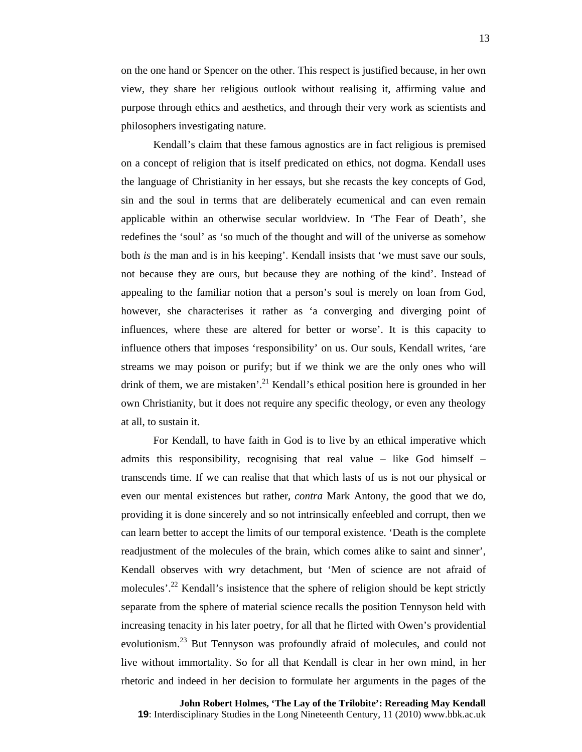on the one hand or Spencer on the other. This respect is justified because, in her own view, they share her religious outlook without realising it, affirming value and purpose through ethics and aesthetics, and through their very work as scientists and philosophers investigating nature.

Kendall's claim that these famous agnostics are in fact religious is premised on a concept of religion that is itself predicated on ethics, not dogma. Kendall uses the language of Christianity in her essays, but she recasts the key concepts of God, sin and the soul in terms that are deliberately ecumenical and can even remain applicable within an otherwise secular worldview. In 'The Fear of Death', she redefines the 'soul' as 'so much of the thought and will of the universe as somehow both *is* the man and is in his keeping'. Kendall insists that 'we must save our souls, not because they are ours, but because they are nothing of the kind'. Instead of appealing to the familiar notion that a person's soul is merely on loan from God, however, she characterises it rather as 'a converging and diverging point of influences, where these are altered for better or worse'. It is this capacity to influence others that imposes 'responsibility' on us. Our souls, Kendall writes, 'are streams we may poison or purify; but if we think we are the only ones who will drink of them, we are mistaken'.[21] Kendall's ethical position here is grounded in her own Christianity, but it does not require any specific theology, or even any theology at all, to sustain it.

For Kendall, to have faith in God is to live by an ethical imperative which admits this responsibility, recognising that real value – like God himself – transcends time. If we can realise that that which lasts of us is not our physical or even our mental existences but rather, *contra* Mark Antony, the good that we do, providing it is done sincerely and so not intrinsically enfeebled and corrupt, then we can learn better to accept the limits of our temporal existence. 'Death is the complete readjustment of the molecules of the brain, which comes alike to saint and sinner', Kendall observes with wry detachment, but 'Men of science are not afraid of molecules'.[22] Kendall's insistence that the sphere of religion should be kept strictly separate from the sphere of material science recalls the position Tennyson held with increasing tenacity in his later poetry, for all that he flirted with Owen's providential evolutionism.[23] But Tennyson was profoundly afraid of molecules, and could not live without immortality. So for all that Kendall is clear in her own mind, in her rhetoric and indeed in her decision to formulate her arguments in the pages of the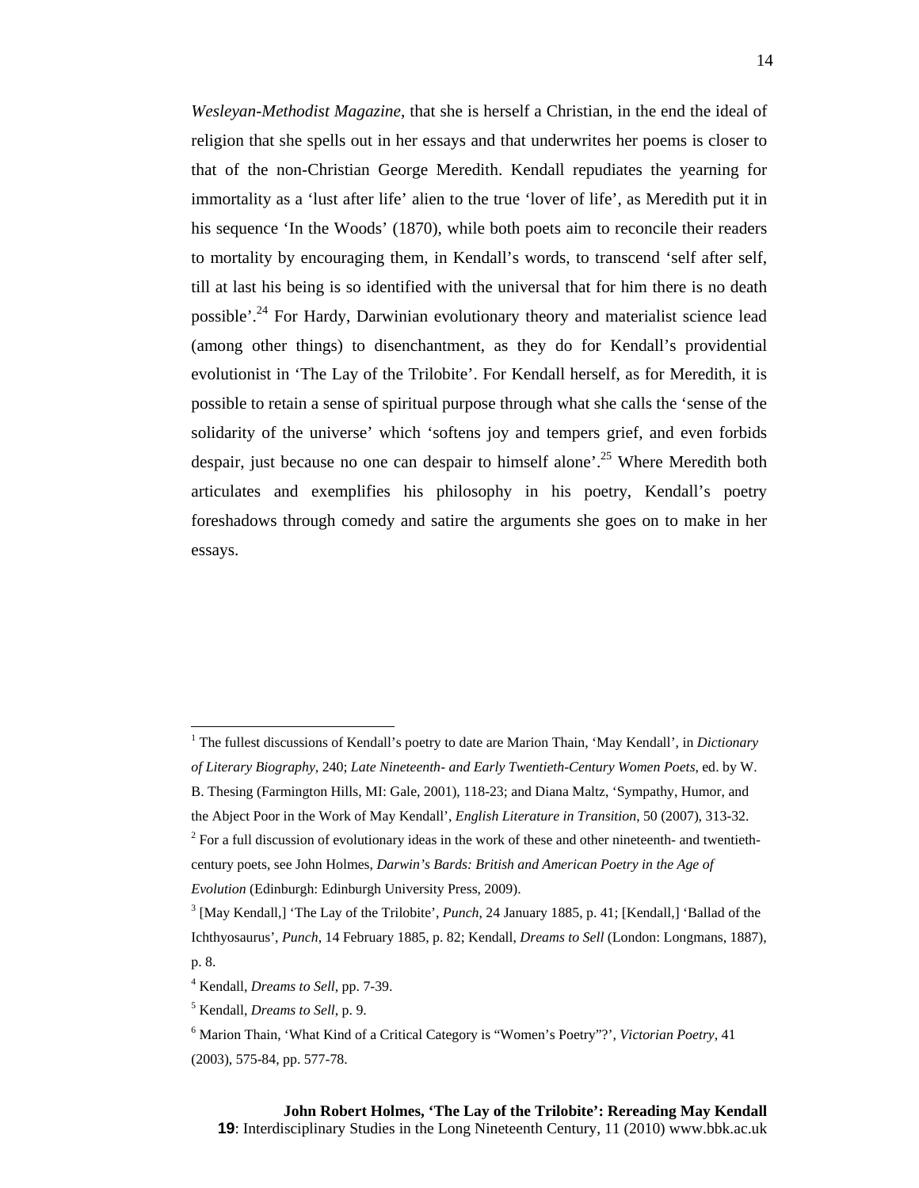*Wesleyan-Methodist Magazine*, that she is herself a Christian, in the end the ideal of religion that she spells out in her essays and that underwrites her poems is closer to that of the non-Christian George Meredith. Kendall repudiates the yearning for immortality as a 'lust after life' alien to the true 'lover of life', as Meredith put it in his sequence 'In the Woods' (1870), while both poets aim to reconcile their readers to mortality by encouraging them, in Kendall's words, to transcend 'self after self, till at last his being is so identified with the universal that for him there is no death possible'.[24] For Hardy, Darwinian evolutionary theory and materialist science lead (among other things) to disenchantment, as they do for Kendall's providential evolutionist in 'The Lay of the Trilobite'. For Kendall herself, as for Meredith, it is possible to retain a sense of spiritual purpose through what she calls the 'sense of the solidarity of the universe' which 'softens joy and tempers grief, and even forbids despair, just because no one can despair to himself alone'.[25] Where Meredith both articulates and exemplifies his philosophy in his poetry, Kendall's poetry foreshadows through comedy and satire the arguments she goes on to make in her essays.

---

[1] The fullest discussions of Kendall's poetry to date are Marion Thain, 'May Kendall', in *Dictionary of Literary Biography*, 240; *Late Nineteenth- and Early Twentieth-Century Women Poets*, ed. by W. B. Thesing (Farmington Hills, MI: Gale, 2001), 118-23; and Diana Maltz, 'Sympathy, Humor, and the Abject Poor in the Work of May Kendall', *English Literature in Transition*, 50 (2007), 313-32.

[2] For a full discussion of evolutionary ideas in the work of these and other nineteenth- and twentieth-century poets, see John Holmes, *Darwin's Bards: British and American Poetry in the Age of Evolution* (Edinburgh: Edinburgh University Press, 2009).

[3] [May Kendall,] 'The Lay of the Trilobite', *Punch*, 24 January 1885, p. 41; [Kendall,] 'Ballad of the Ichthyosaurus', *Punch*, 14 February 1885, p. 82; Kendall, *Dreams to Sell* (London: Longmans, 1887), p. 8.

[4] Kendall, *Dreams to Sell*, pp. 7-39.

[5] Kendall, *Dreams to Sell*, p. 9.

[6] Marion Thain, 'What Kind of a Critical Category is "Women's Poetry"?', *Victorian Poetry*, 41 (2003), 575-84, pp. 577-78.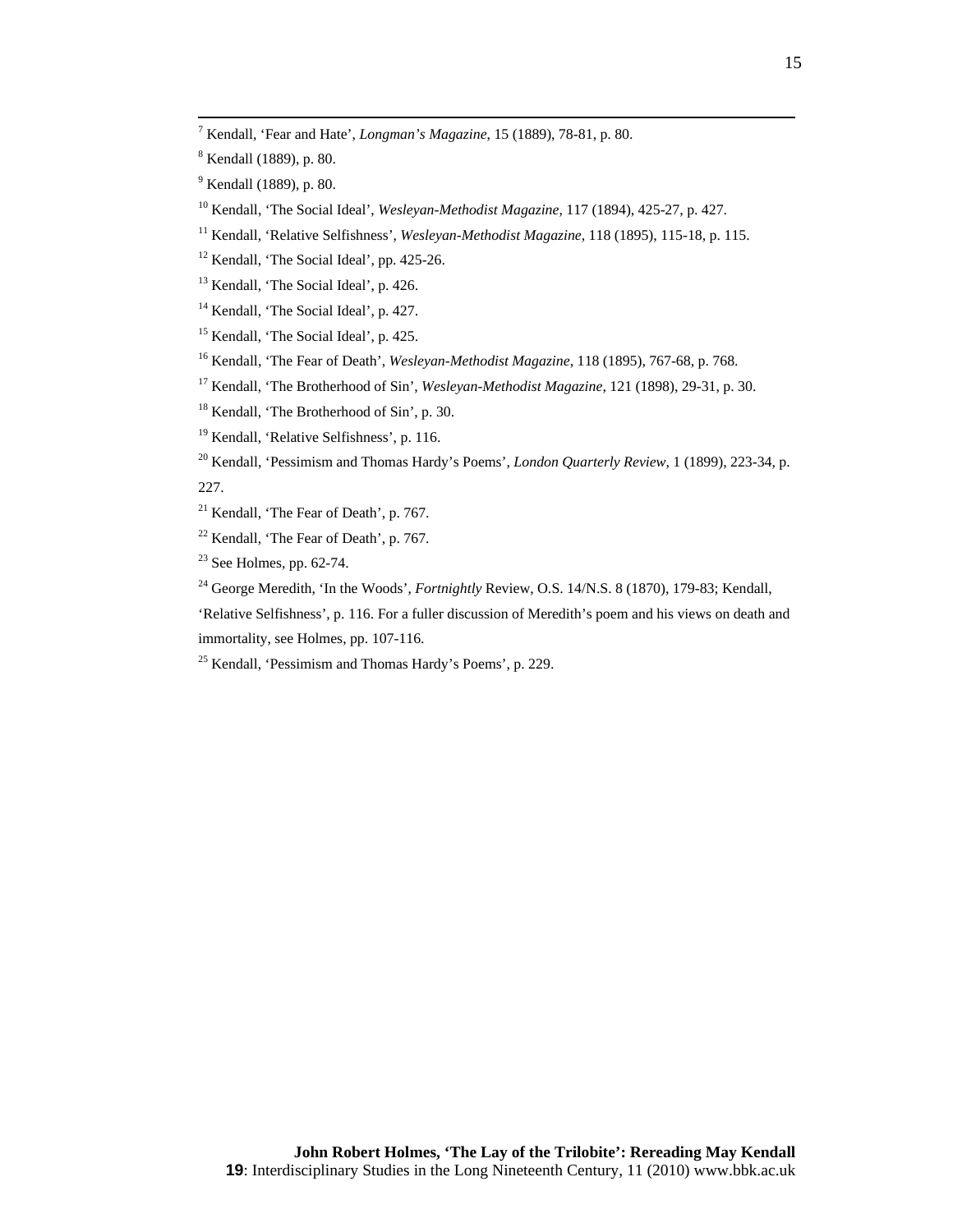[7] Kendall, 'Fear and Hate', *Longman's Magazine*, 15 (1889), 78-81, p. 80.

[8] Kendall (1889), p. 80.

[9] Kendall (1889), p. 80.

[10] Kendall, 'The Social Ideal', *Wesleyan-Methodist Magazine*, 117 (1894), 425-27, p. 427.

[11] Kendall, 'Relative Selfishness', *Wesleyan-Methodist Magazine*, 118 (1895), 115-18, p. 115.

[12] Kendall, 'The Social Ideal', pp. 425-26.

[13] Kendall, 'The Social Ideal', p. 426.

[14] Kendall, 'The Social Ideal', p. 427.

[15] Kendall, 'The Social Ideal', p. 425.

[16] Kendall, 'The Fear of Death', *Wesleyan-Methodist Magazine*, 118 (1895), 767-68, p. 768.

[17] Kendall, 'The Brotherhood of Sin', *Wesleyan-Methodist Magazine*, 121 (1898), 29-31, p. 30.

[18] Kendall, 'The Brotherhood of Sin', p. 30.

[19] Kendall, 'Relative Selfishness', p. 116.

[20] Kendall, 'Pessimism and Thomas Hardy's Poems', *London Quarterly Review*, 1 (1899), 223-34, p. 227.

[21] Kendall, 'The Fear of Death', p. 767.

[22] Kendall, 'The Fear of Death', p. 767.

[23] See Holmes, pp. 62-74.

[24] George Meredith, 'In the Woods', *Fortnightly* Review, O.S. 14/N.S. 8 (1870), 179-83; Kendall, 'Relative Selfishness', p. 116. For a fuller discussion of Meredith's poem and his views on death and immortality, see Holmes, pp. 107-116.

[25] Kendall, 'Pessimism and Thomas Hardy's Poems', p. 229.